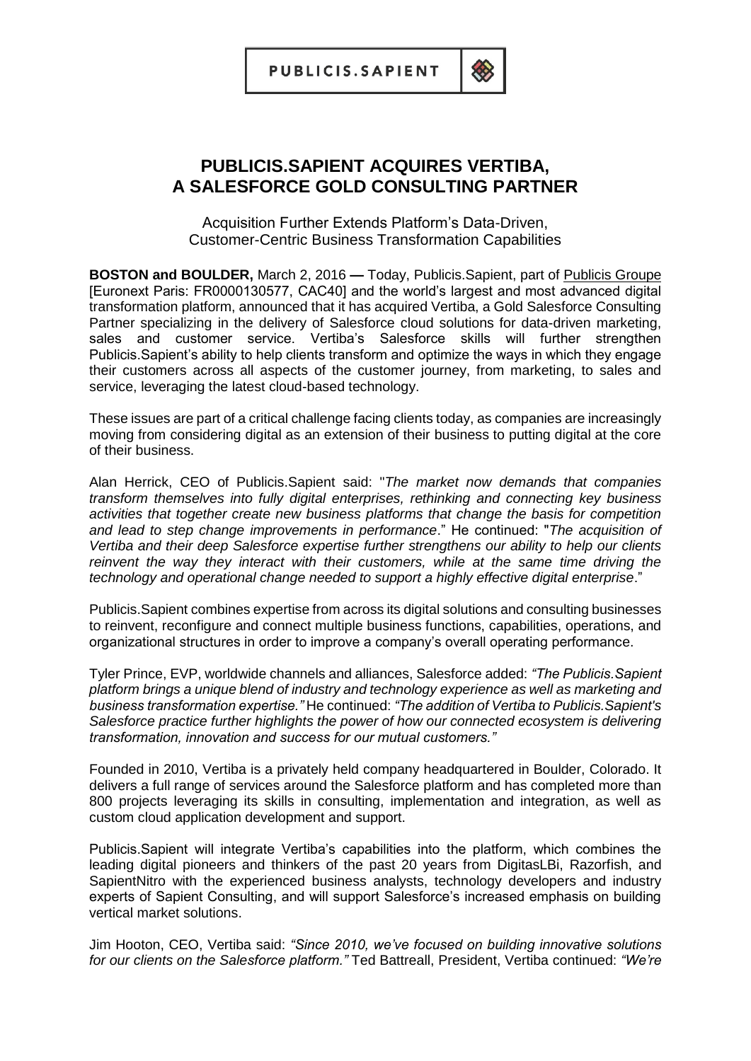PUBLICIS.SAPIENT

# PUBLICIS.SAPIENT ACQUIRES VERTIBA, A SALESFORCE GOLD CONSULTING PARTNER

Acquisition Further Extends Platform's Data-Driven, Customer-Centric Business Transformation Capabilities

**BOSTON and BOULDER,** March 2, 2016 **—** Today, Publicis.Sapient, part of Publicis Groupe [Euronext Paris: FR0000130577, CAC40] and the world's largest and most advanced digital transformation platform, announced that it has acquired Vertiba, a Gold Salesforce Consulting Partner specializing in the delivery of Salesforce cloud solutions for data-driven marketing, sales and customer service. Vertiba's Salesforce skills will further strengthen Publicis.Sapient's ability to help clients transform and optimize the ways in which they engage their customers across all aspects of the customer journey, from marketing, to sales and service, leveraging the latest cloud-based technology.

These issues are part of a critical challenge facing clients today, as companies are increasingly moving from considering digital as an extension of their business to putting digital at the core of their business.

Alan Herrick, CEO of Publicis.Sapient said: "*The market now demands that companies transform themselves into fully digital enterprises, rethinking and connecting key business activities that together create new business platforms that change the basis for competition and lead to step change improvements in performance*." He continued: "*The acquisition of Vertiba and their deep Salesforce expertise further strengthens our ability to help our clients reinvent the way they interact with their customers, while at the same time driving the technology and operational change needed to support a highly effective digital enterprise*."

Publicis.Sapient combines expertise from across its digital solutions and consulting businesses to reinvent, reconfigure and connect multiple business functions, capabilities, operations, and organizational structures in order to improve a company's overall operating performance.

Tyler Prince, EVP, worldwide channels and alliances, Salesforce added: *"The Publicis.Sapient platform brings a unique blend of industry and technology experience as well as marketing and business transformation expertise."* He continued: *"The addition of Vertiba to Publicis.Sapient's Salesforce practice further highlights the power of how our connected ecosystem is delivering transformation, innovation and success for our mutual customers."*

Founded in 2010, Vertiba is a privately held company headquartered in Boulder, Colorado. It delivers a full range of services around the Salesforce platform and has completed more than 800 projects leveraging its skills in consulting, implementation and integration, as well as custom cloud application development and support.

Publicis.Sapient will integrate Vertiba's capabilities into the platform, which combines the leading digital pioneers and thinkers of the past 20 years from DigitasLBi, Razorfish, and SapientNitro with the experienced business analysts, technology developers and industry experts of Sapient Consulting, and will support Salesforce's increased emphasis on building vertical market solutions.

Jim Hooton, CEO, Vertiba said: *"Since 2010, we've focused on building innovative solutions for our clients on the Salesforce platform."* Ted Battreall, President, Vertiba continued: *"We're*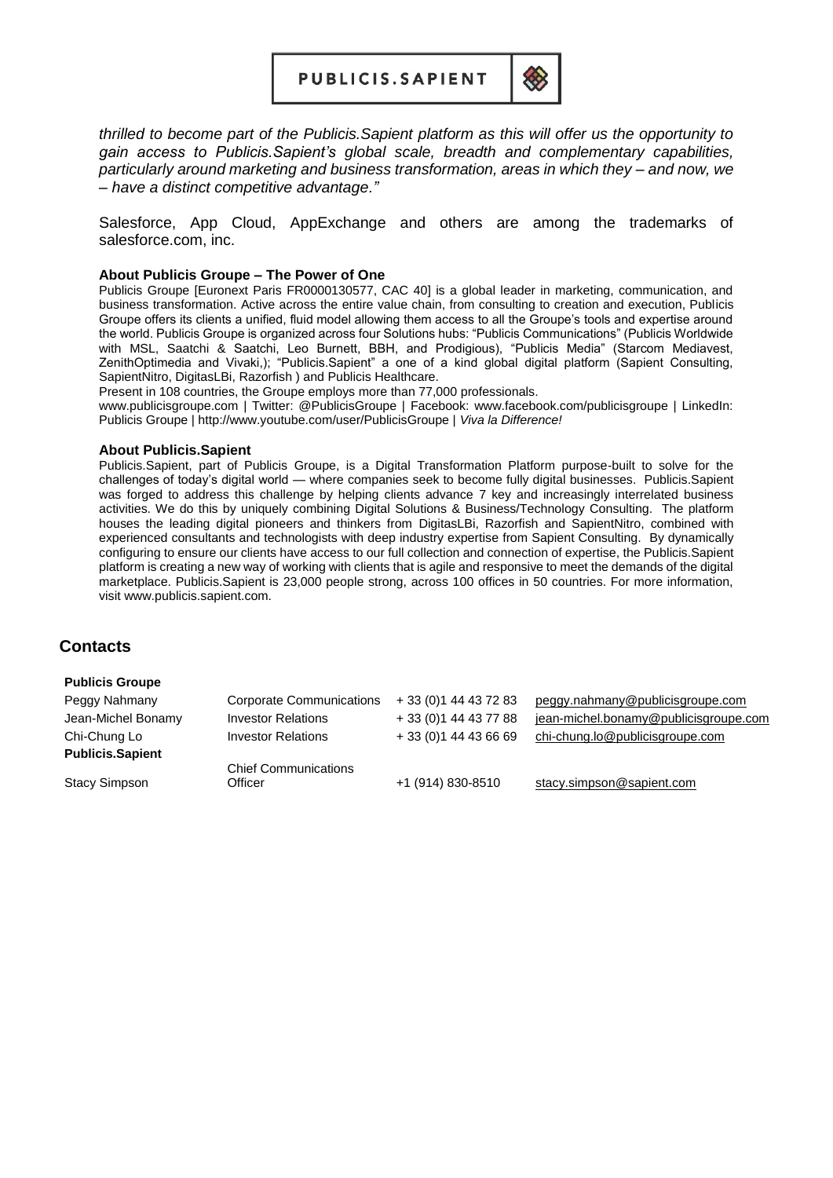*thrilled to become part of the Publicis.Sapient platform as this will offer us the opportunity to gain access to Publicis.Sapient's global scale, breadth and complementary capabilities, particularly around marketing and business transformation, areas in which they – and now, we – have a distinct competitive advantage."*

Salesforce, App Cloud, AppExchange and others are among the trademarks of salesforce.com, inc.

**About Publicis Groupe – The Power of One**

Publicis Groupe [Euronext Paris FR0000130577, CAC 40] is a global leader in marketing, communication, and business transformation. Active across the entire value chain, from consulting to creation and execution, Publicis Groupe offers its clients a unified, fluid model allowing them access to all the Groupe's tools and expertise around the world. Publicis Groupe is organized across four Solutions hubs: "Publicis Communications" (Publicis Worldwide with MSL, Saatchi & Saatchi, Leo Burnett, BBH, and Prodigious), "Publicis Media" (Starcom Mediavest, ZenithOptimedia and Vivaki,); "Publicis.Sapient" a one of a kind global digital platform (Sapient Consulting, SapientNitro, DigitasLBi, Razorfish ) and Publicis Healthcare.
Present in 108 countries, the Groupe employs more than 77,000 professionals.
www.publicisgroupe.com | Twitter: @PublicisGroupe | Facebook: www.facebook.com/publicisgroupe | LinkedIn: Publicis Groupe | http://www.youtube.com/user/PublicisGroupe | *Viva la Difference!*

**About Publicis.Sapient**

Publicis.Sapient, part of Publicis Groupe, is a Digital Transformation Platform purpose-built to solve for the challenges of today's digital world — where companies seek to become fully digital businesses. Publicis.Sapient was forged to address this challenge by helping clients advance 7 key and increasingly interrelated business activities. We do this by uniquely combining Digital Solutions & Business/Technology Consulting. The platform houses the leading digital pioneers and thinkers from DigitasLBi, Razorfish and SapientNitro, combined with experienced consultants and technologists with deep industry expertise from Sapient Consulting. By dynamically configuring to ensure our clients have access to our full collection and connection of expertise, the Publicis.Sapient platform is creating a new way of working with clients that is agile and responsive to meet the demands of the digital marketplace. Publicis.Sapient is 23,000 people strong, across 100 offices in 50 countries. For more information, visit www.publicis.sapient.com.

## Contacts

| | | | |
|---|---|---|---|
| **Publicis Groupe** | | | |
| Peggy Nahmany | Corporate Communications | + 33 (0)1 44 43 72 83 | peggy.nahmany@publicisgroupe.com |
| Jean-Michel Bonamy | Investor Relations | + 33 (0)1 44 43 77 88 | jean-michel.bonamy@publicisgroupe.com |
| Chi-Chung Lo | Investor Relations | + 33 (0)1 44 43 66 69 | chi-chung.lo@publicisgroupe.com |
| **Publicis.Sapient** | | | |
| Stacy Simpson | Chief Communications Officer | +1 (914) 830-8510 | stacy.simpson@sapient.com |